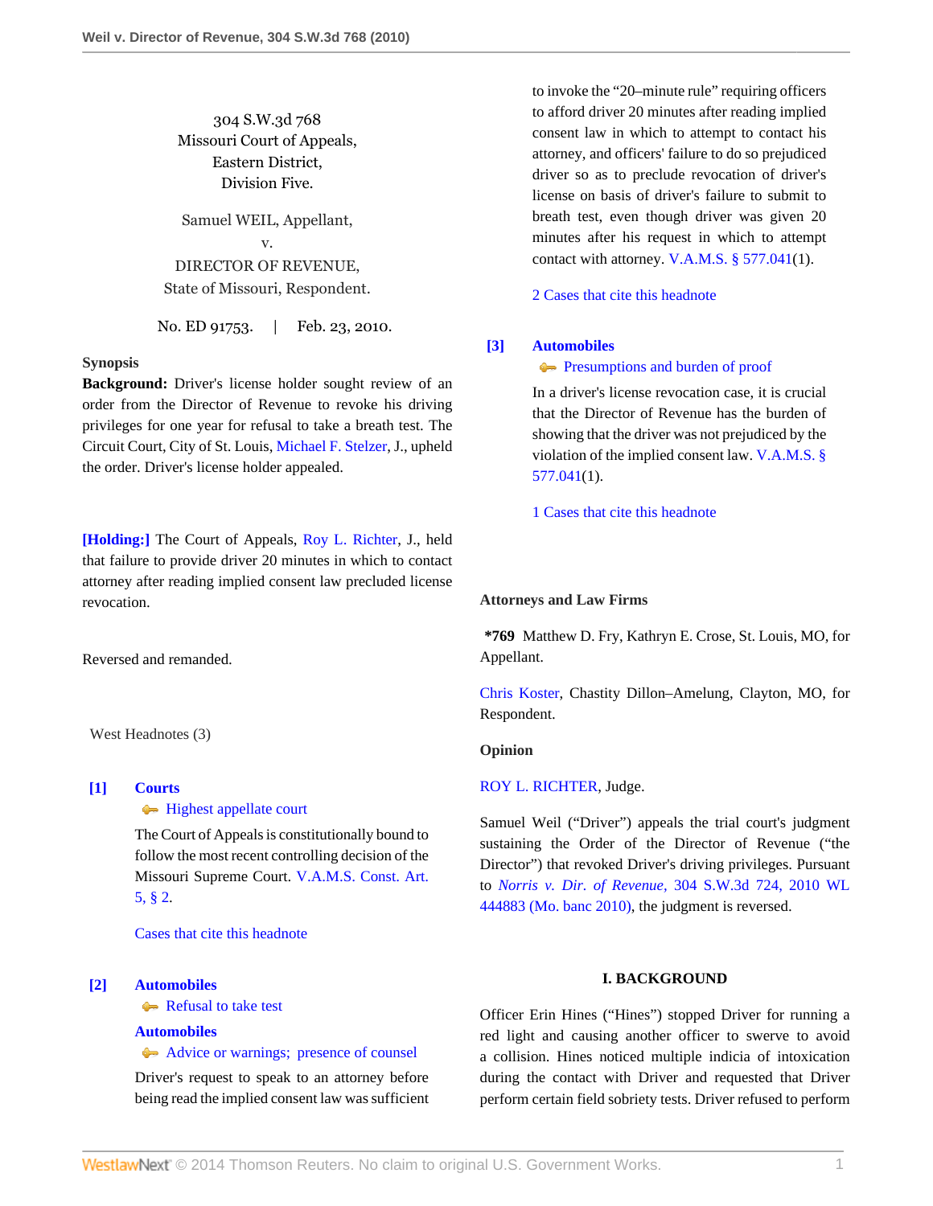304 S.W.3d 768
Missouri Court of Appeals,
Eastern District,
Division Five.

Samuel WEIL, Appellant,
v.
DIRECTOR OF REVENUE,
State of Missouri, Respondent.

No. ED 91753. | Feb. 23, 2010.

**Synopsis**

**Background:** Driver's license holder sought review of an order from the Director of Revenue to revoke his driving privileges for one year for refusal to take a breath test. The Circuit Court, City of St. Louis, Michael F. Stelzer, J., upheld the order. Driver's license holder appealed.

**[Holding:]** The Court of Appeals, Roy L. Richter, J., held that failure to provide driver 20 minutes in which to contact attorney after reading implied consent law precluded license revocation.

Reversed and remanded.

West Headnotes (3)

**[1] Courts**
Highest appellate court

The Court of Appeals is constitutionally bound to follow the most recent controlling decision of the Missouri Supreme Court. V.A.M.S. Const. Art. 5, § 2.

Cases that cite this headnote

**[2] Automobiles**
Refusal to take test

**Automobiles**
Advice or warnings; presence of counsel

Driver's request to speak to an attorney before being read the implied consent law was sufficient to invoke the "20–minute rule" requiring officers to afford driver 20 minutes after reading implied consent law in which to attempt to contact his attorney, and officers' failure to do so prejudiced driver so as to preclude revocation of driver's license on basis of driver's failure to submit to breath test, even though driver was given 20 minutes after his request in which to attempt contact with attorney. V.A.M.S. § 577.041(1).

2 Cases that cite this headnote

**[3] Automobiles**
Presumptions and burden of proof

In a driver's license revocation case, it is crucial that the Director of Revenue has the burden of showing that the driver was not prejudiced by the violation of the implied consent law. V.A.M.S. § 577.041(1).

1 Cases that cite this headnote

**Attorneys and Law Firms**

**\*769** Matthew D. Fry, Kathryn E. Crose, St. Louis, MO, for Appellant.

Chris Koster, Chastity Dillon–Amelung, Clayton, MO, for Respondent.

**Opinion**

ROY L. RICHTER, Judge.

Samuel Weil ("Driver") appeals the trial court's judgment sustaining the Order of the Director of Revenue ("the Director") that revoked Driver's driving privileges. Pursuant to *Norris v. Dir. of Revenue,* 304 S.W.3d 724, 2010 WL 444883 (Mo. banc 2010), the judgment is reversed.

## I. BACKGROUND

Officer Erin Hines ("Hines") stopped Driver for running a red light and causing another officer to swerve to avoid a collision. Hines noticed multiple indicia of intoxication during the contact with Driver and requested that Driver perform certain field sobriety tests. Driver refused to perform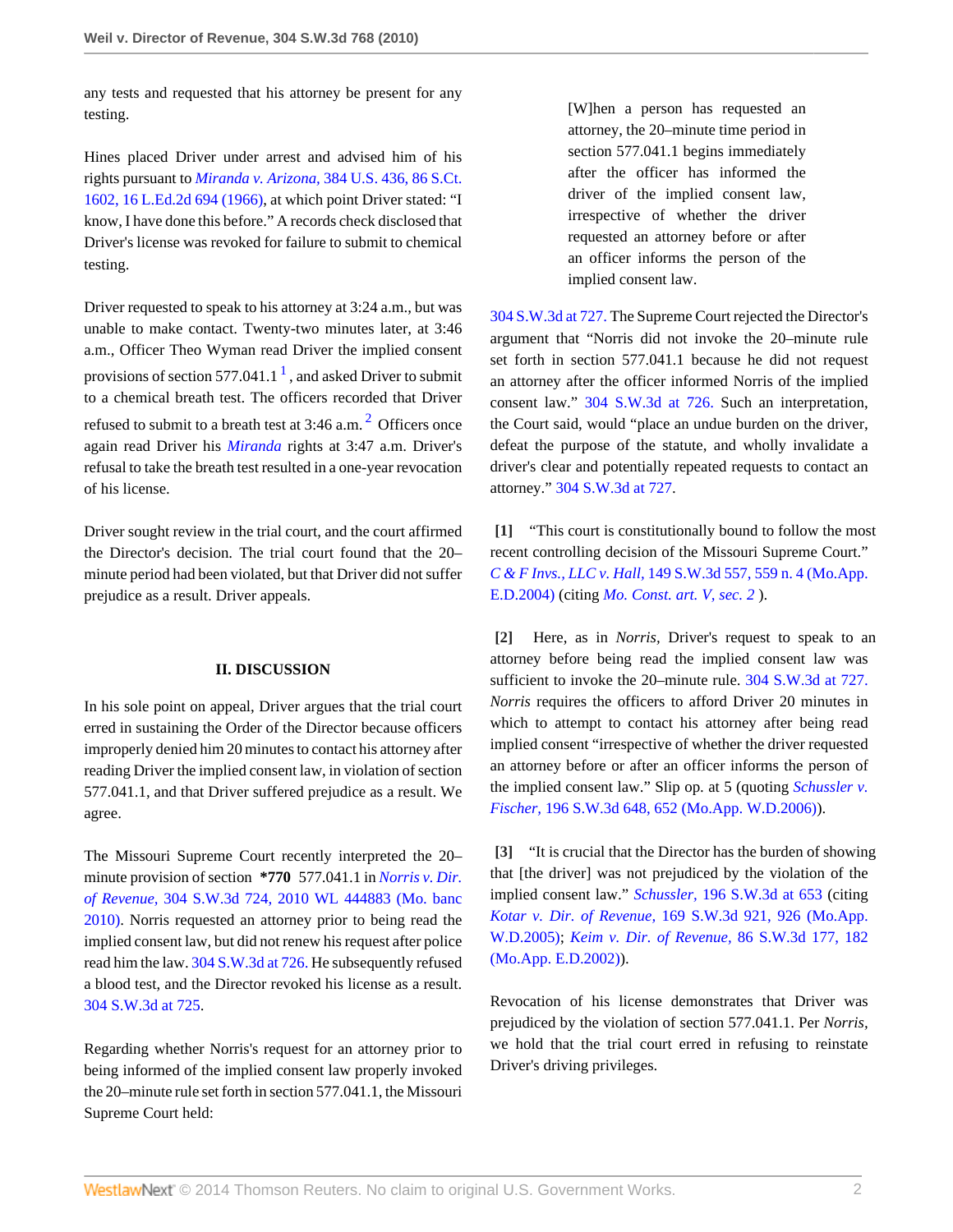any tests and requested that his attorney be present for any testing.

Hines placed Driver under arrest and advised him of his rights pursuant to *Miranda v. Arizona,* 384 U.S. 436, 86 S.Ct. 1602, 16 L.Ed.2d 694 (1966), at which point Driver stated: "I know, I have done this before." A records check disclosed that Driver's license was revoked for failure to submit to chemical testing.

Driver requested to speak to his attorney at 3:24 a.m., but was unable to make contact. Twenty-two minutes later, at 3:46 a.m., Officer Theo Wyman read Driver the implied consent provisions of section 577.041.1 [1], and asked Driver to submit to a chemical breath test. The officers recorded that Driver refused to submit to a breath test at 3:46 a.m. [2] Officers once again read Driver his *Miranda* rights at 3:47 a.m. Driver's refusal to take the breath test resulted in a one-year revocation of his license.

Driver sought review in the trial court, and the court affirmed the Director's decision. The trial court found that the 20–minute period had been violated, but that Driver did not suffer prejudice as a result. Driver appeals.

## II. DISCUSSION

In his sole point on appeal, Driver argues that the trial court erred in sustaining the Order of the Director because officers improperly denied him 20 minutes to contact his attorney after reading Driver the implied consent law, in violation of section 577.041.1, and that Driver suffered prejudice as a result. We agree.

The Missouri Supreme Court recently interpreted the 20–minute provision of section **\*770** 577.041.1 in *Norris v. Dir. of Revenue,* 304 S.W.3d 724, 2010 WL 444883 (Mo. banc 2010). Norris requested an attorney prior to being read the implied consent law, but did not renew his request after police read him the law. 304 S.W.3d at 726. He subsequently refused a blood test, and the Director revoked his license as a result. 304 S.W.3d at 725.

Regarding whether Norris's request for an attorney prior to being informed of the implied consent law properly invoked the 20–minute rule set forth in section 577.041.1, the Missouri Supreme Court held:

> [W]hen a person has requested an attorney, the 20–minute time period in section 577.041.1 begins immediately after the officer has informed the driver of the implied consent law, irrespective of whether the driver requested an attorney before or after an officer informs the person of the implied consent law.

304 S.W.3d at 727. The Supreme Court rejected the Director's argument that "Norris did not invoke the 20–minute rule set forth in section 577.041.1 because he did not request an attorney after the officer informed Norris of the implied consent law." 304 S.W.3d at 726. Such an interpretation, the Court said, would "place an undue burden on the driver, defeat the purpose of the statute, and wholly invalidate a driver's clear and potentially repeated requests to contact an attorney." 304 S.W.3d at 727.

**[1]** "This court is constitutionally bound to follow the most recent controlling decision of the Missouri Supreme Court." *C & F Invs., LLC v. Hall,* 149 S.W.3d 557, 559 n. 4 (Mo.App. E.D.2004) (citing *Mo. Const. art. V, sec. 2* ).

**[2]** Here, as in *Norris,* Driver's request to speak to an attorney before being read the implied consent law was sufficient to invoke the 20–minute rule. 304 S.W.3d at 727. *Norris* requires the officers to afford Driver 20 minutes in which to attempt to contact his attorney after being read implied consent "irrespective of whether the driver requested an attorney before or after an officer informs the person of the implied consent law." Slip op. at 5 (quoting *Schussler v. Fischer,* 196 S.W.3d 648, 652 (Mo.App. W.D.2006)).

**[3]** "It is crucial that the Director has the burden of showing that [the driver] was not prejudiced by the violation of the implied consent law." *Schussler,* 196 S.W.3d at 653 (citing *Kotar v. Dir. of Revenue,* 169 S.W.3d 921, 926 (Mo.App. W.D.2005); *Keim v. Dir. of Revenue,* 86 S.W.3d 177, 182 (Mo.App. E.D.2002)).

Revocation of his license demonstrates that Driver was prejudiced by the violation of section 577.041.1. Per *Norris,* we hold that the trial court erred in refusing to reinstate Driver's driving privileges.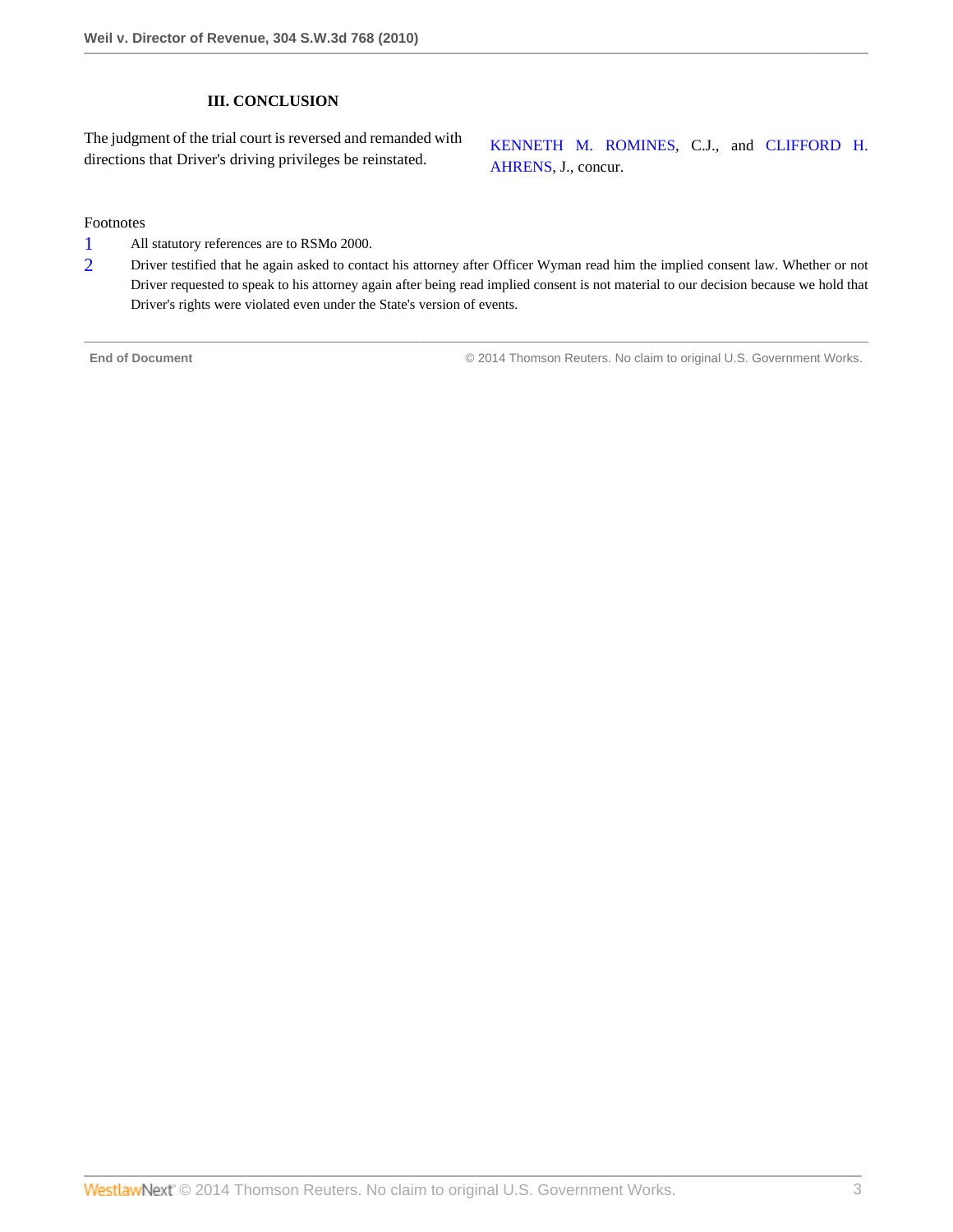### III. CONCLUSION

The judgment of the trial court is reversed and remanded with directions that Driver's driving privileges be reinstated.

KENNETH M. ROMINES, C.J., and CLIFFORD H. AHRENS, J., concur.

Footnotes

1. All statutory references are to RSMo 2000.
2. Driver testified that he again asked to contact his attorney after Officer Wyman read him the implied consent law. Whether or not Driver requested to speak to his attorney again after being read implied consent is not material to our decision because we hold that Driver's rights were violated even under the State's version of events.

End of Document © 2014 Thomson Reuters. No claim to original U.S. Government Works.